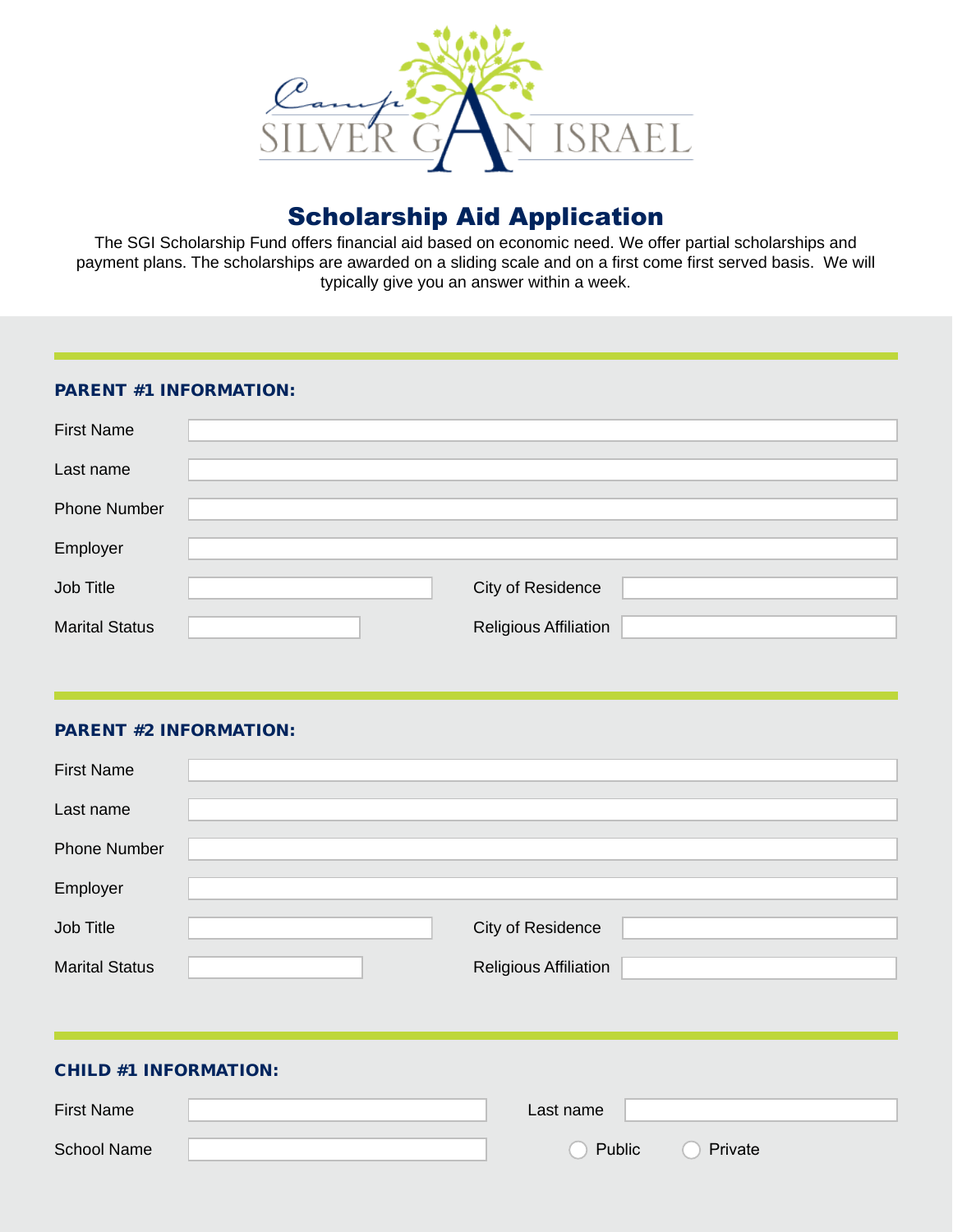Camp SILVER GAN ISRAEL

# Scholarship Aid Application

The SGI Scholarship Fund offers financial aid based on economic need. We offer partial scholarships and payment plans. The scholarships are awarded on a sliding scale and on a first come first served basis. We will typically give you an answer within a week.

## PARENT #1 INFORMATION:

First Name

Last name

Phone Number

Employer

Job Title | City of Residence

Marital Status | Religious Affiliation

## PARENT #2 INFORMATION:

First Name

Last name

Phone Number

Employer

Job Title | City of Residence

Marital Status | Religious Affiliation

## CHILD #1 INFORMATION:

First Name | Last name

School Name | ○ Public ○ Private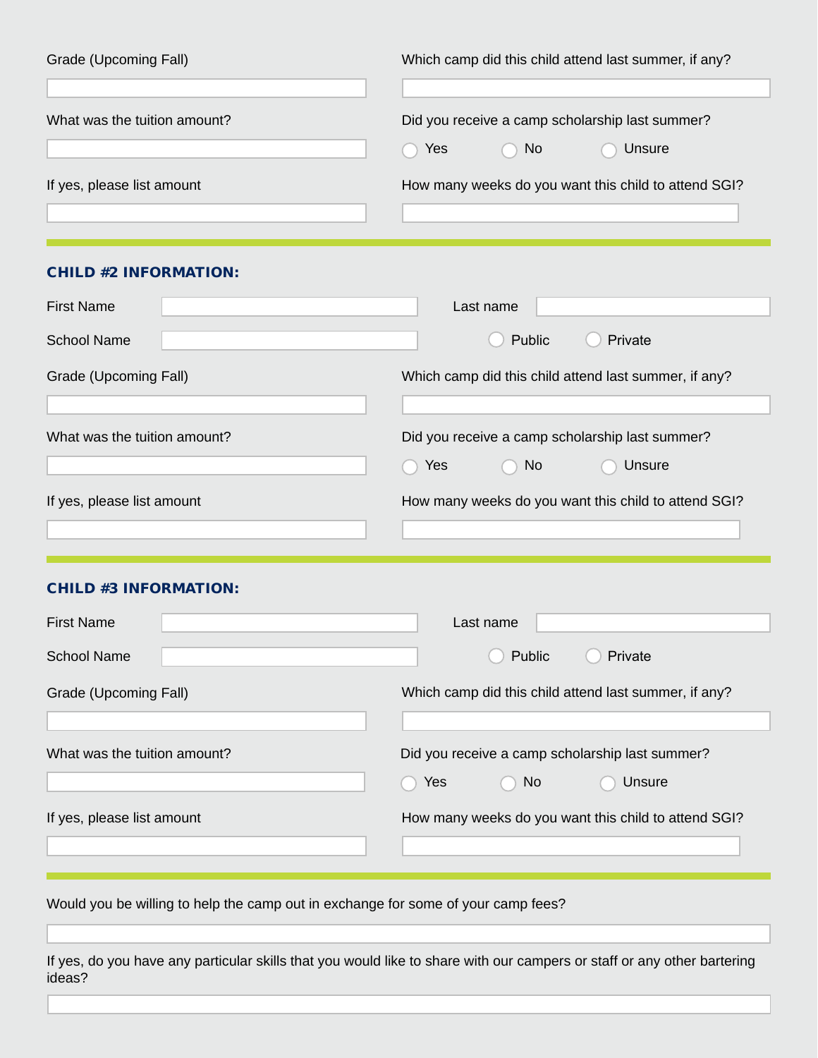Grade (Upcoming Fall)

Which camp did this child attend last summer, if any?

What was the tuition amount?

Did you receive a camp scholarship last summer?

- ○ Yes
- ○ No
- ○ Unsure

If yes, please list amount

How many weeks do you want this child to attend SGI?

---

## CHILD #2 INFORMATION:

First Name

Last name

School Name

- ○ Public
- ○ Private

Grade (Upcoming Fall)

Which camp did this child attend last summer, if any?

What was the tuition amount?

Did you receive a camp scholarship last summer?

- ○ Yes
- ○ No
- ○ Unsure

If yes, please list amount

How many weeks do you want this child to attend SGI?

---

## CHILD #3 INFORMATION:

First Name

Last name

School Name

- ○ Public
- ○ Private

Grade (Upcoming Fall)

Which camp did this child attend last summer, if any?

What was the tuition amount?

Did you receive a camp scholarship last summer?

- ○ Yes
- ○ No
- ○ Unsure

If yes, please list amount

How many weeks do you want this child to attend SGI?

---

Would you be willing to help the camp out in exchange for some of your camp fees?

If yes, do you have any particular skills that you would like to share with our campers or staff or any other bartering ideas?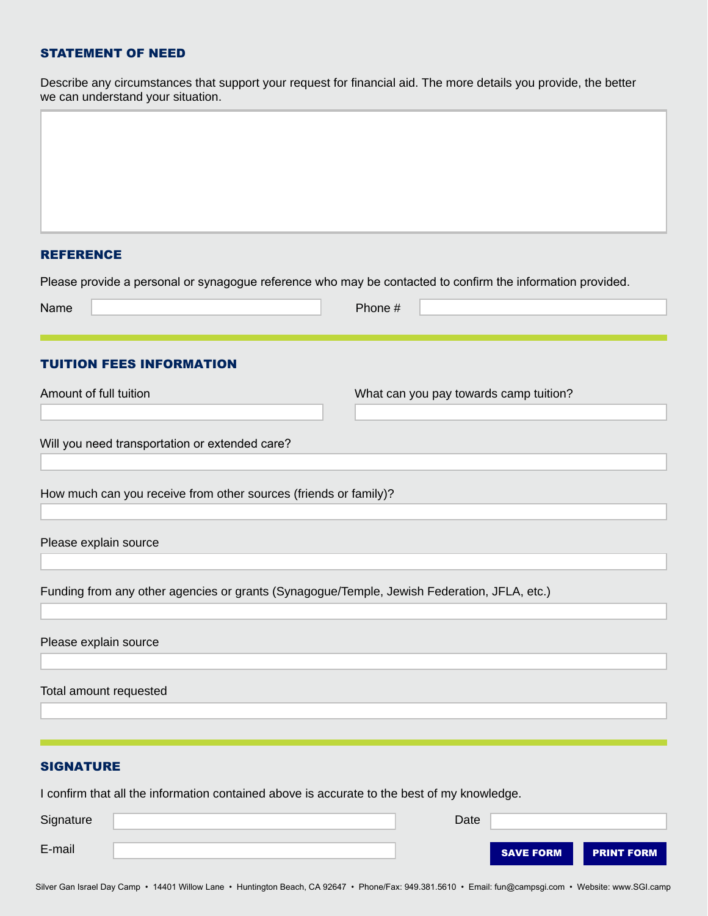## STATEMENT OF NEED

Describe any circumstances that support your request for financial aid. The more details you provide, the better we can understand your situation.

## REFERENCE

Please provide a personal or synagogue reference who may be contacted to confirm the information provided.

Name

Phone #

## TUITION FEES INFORMATION

Amount of full tuition

What can you pay towards camp tuition?

Will you need transportation or extended care?

How much can you receive from other sources (friends or family)?

Please explain source

Funding from any other agencies or grants (Synagogue/Temple, Jewish Federation, JFLA, etc.)

Please explain source

Total amount requested

## SIGNATURE

I confirm that all the information contained above is accurate to the best of my knowledge.

Signature

Date

E-mail

SAVE FORM

PRINT FORM

Silver Gan Israel Day Camp • 14401 Willow Lane • Huntington Beach, CA 92647 • Phone/Fax: 949.381.5610 • Email: fun@campsgi.com • Website: www.SGI.camp